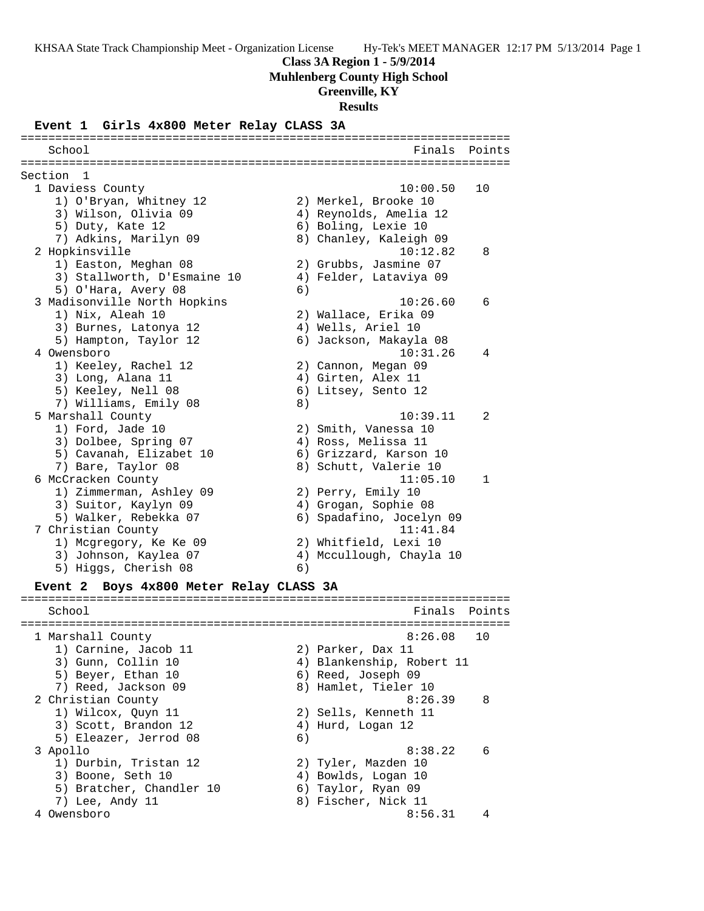**Class 3A Region 1 - 5/9/2014**
**Muhlenberg County High School**
**Greenville, KY**
**Results**

### Event 1 Girls 4x800 Meter Relay CLASS 3A

```
=======================================================================
   School                                               Finals  Points
=======================================================================
Section  1
  1 Daviess County                                    10:00.50   10
     1) O'Bryan, Whitney 12             2) Merkel, Brooke 10
     3) Wilson, Olivia 09               4) Reynolds, Amelia 12
     5) Duty, Kate 12                   6) Boling, Lexie 10
     7) Adkins, Marilyn 09              8) Chanley, Kaleigh 09
  2 Hopkinsville                                      10:12.82    8
     1) Easton, Meghan 08               2) Grubbs, Jasmine 07
     3) Stallworth, D'Esmaine 10        4) Felder, Lataviya 09
     5) O'Hara, Avery 08                6)
  3 Madisonville North Hopkins                        10:26.60    6
     1) Nix, Aleah 10                   2) Wallace, Erika 09
     3) Burnes, Latonya 12              4) Wells, Ariel 10
     5) Hampton, Taylor 12              6) Jackson, Makayla 08
  4 Owensboro                                         10:31.26    4
     1) Keeley, Rachel 12               2) Cannon, Megan 09
     3) Long, Alana 11                  4) Girten, Alex 11
     5) Keeley, Nell 08                 6) Litsey, Sento 12
     7) Williams, Emily 08              8)
  5 Marshall County                                   10:39.11    2
     1) Ford, Jade 10                   2) Smith, Vanessa 10
     3) Dolbee, Spring 07               4) Ross, Melissa 11
     5) Cavanah, Elizabet 10            6) Grizzard, Karson 10
     7) Bare, Taylor 08                 8) Schutt, Valerie 10
  6 McCracken County                                  11:05.10    1
     1) Zimmerman, Ashley 09            2) Perry, Emily 10
     3) Suitor, Kaylyn 09               4) Grogan, Sophie 08
     5) Walker, Rebekka 07              6) Spadafino, Jocelyn 09
  7 Christian County                                  11:41.84
     1) Mcgregory, Ke Ke 09             2) Whitfield, Lexi 10
     3) Johnson, Kaylea 07              4) Mccullough, Chayla 10
     5) Higgs, Cherish 08               6)
```

### Event 2 Boys 4x800 Meter Relay CLASS 3A

```
=======================================================================
   School                                               Finals  Points
=======================================================================
  1 Marshall County                                    8:26.08   10
     1) Carnine, Jacob 11               2) Parker, Dax 11
     3) Gunn, Collin 10                 4) Blankenship, Robert 11
     5) Beyer, Ethan 10                 6) Reed, Joseph 09
     7) Reed, Jackson 09                8) Hamlet, Tieler 10
  2 Christian County                                   8:26.39    8
     1) Wilcox, Quyn 11                 2) Sells, Kenneth 11
     3) Scott, Brandon 12               4) Hurd, Logan 12
     5) Eleazer, Jerrod 08              6)
  3 Apollo                                             8:38.22    6
     1) Durbin, Tristan 12              2) Tyler, Mazden 10
     3) Boone, Seth 10                  4) Bowlds, Logan 10
     5) Bratcher, Chandler 10           6) Taylor, Ryan 09
     7) Lee, Andy 11                    8) Fischer, Nick 11
  4 Owensboro                                          8:56.31    4
```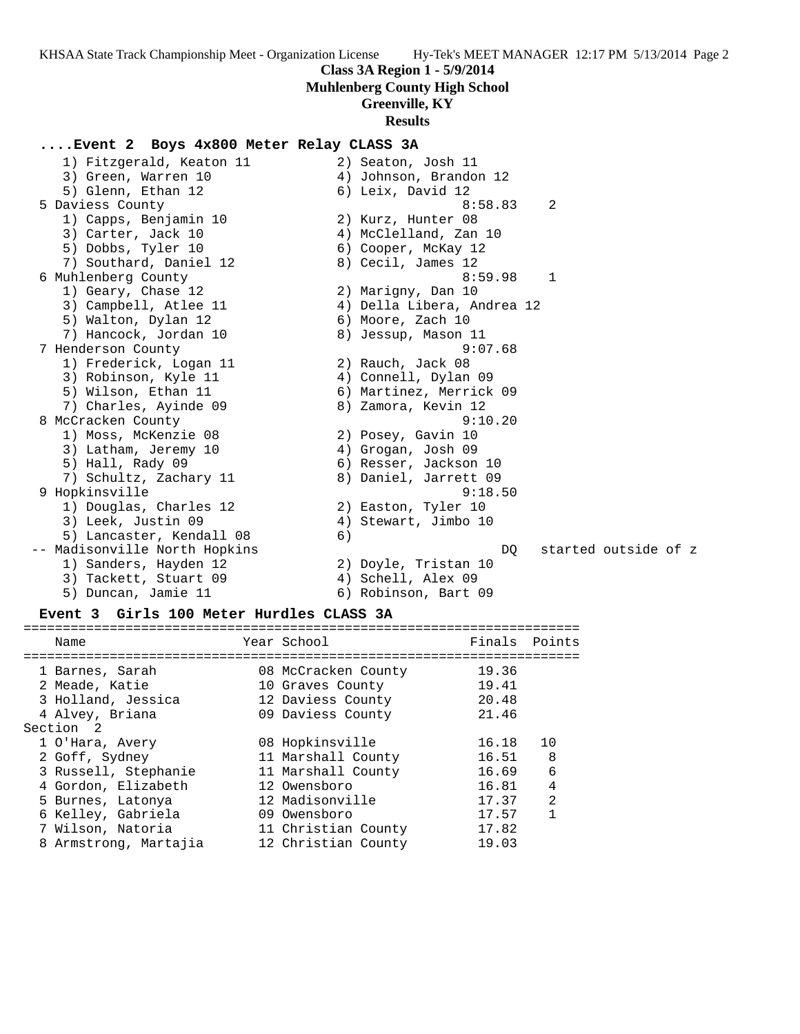## Class 3A Region 1 - 5/9/2014
## Muhlenberg County High School
## Greenville, KY
## Results

### ....Event 2 Boys 4x800 Meter Relay CLASS 3A

```
   1) Fitzgerald, Keaton 11          2) Seaton, Josh 11
   3) Green, Warren 10               4) Johnson, Brandon 12
   5) Glenn, Ethan 12                6) Leix, David 12
 5 Daviess County                                  8:58.83    2
   1) Capps, Benjamin 10             2) Kurz, Hunter 08
   3) Carter, Jack 10                4) McClelland, Zan 10
   5) Dobbs, Tyler 10                6) Cooper, McKay 12
   7) Southard, Daniel 12            8) Cecil, James 12
 6 Muhlenberg County                               8:59.98    1
   1) Geary, Chase 12                2) Marigny, Dan 10
   3) Campbell, Atlee 11             4) Della Libera, Andrea 12
   5) Walton, Dylan 12               6) Moore, Zach 10
   7) Hancock, Jordan 10             8) Jessup, Mason 11
 7 Henderson County                                9:07.68
   1) Frederick, Logan 11            2) Rauch, Jack 08
   3) Robinson, Kyle 11              4) Connell, Dylan 09
   5) Wilson, Ethan 11               6) Martinez, Merrick 09
   7) Charles, Ayinde 09             8) Zamora, Kevin 12
 8 McCracken County                                9:10.20
   1) Moss, McKenzie 08              2) Posey, Gavin 10
   3) Latham, Jeremy 10              4) Grogan, Josh 09
   5) Hall, Rady 09                  6) Resser, Jackson 10
   7) Schultz, Zachary 11            8) Daniel, Jarrett 09
 9 Hopkinsville                                    9:18.50
   1) Douglas, Charles 12            2) Easton, Tyler 10
   3) Leek, Justin 09                4) Stewart, Jimbo 10
   5) Lancaster, Kendall 08          6)
-- Madisonville North Hopkins                          DQ   started outside of z
   1) Sanders, Hayden 12             2) Doyle, Tristan 10
   3) Tackett, Stuart 09             4) Schell, Alex 09
   5) Duncan, Jamie 11               6) Robinson, Bart 09
```

### Event 3 Girls 100 Meter Hurdles CLASS 3A

| | Name | Year | School | Finals | Points |
|---|---|---|---|---|---|
| 1 | Barnes, Sarah | 08 | McCracken County | 19.36 | |
| 2 | Meade, Katie | 10 | Graves County | 19.41 | |
| 3 | Holland, Jessica | 12 | Daviess County | 20.48 | |
| 4 | Alvey, Briana | 09 | Daviess County | 21.46 | |
| Section 2 | | | | | |
| 1 | O'Hara, Avery | 08 | Hopkinsville | 16.18 | 10 |
| 2 | Goff, Sydney | 11 | Marshall County | 16.51 | 8 |
| 3 | Russell, Stephanie | 11 | Marshall County | 16.69 | 6 |
| 4 | Gordon, Elizabeth | 12 | Owensboro | 16.81 | 4 |
| 5 | Burnes, Latonya | 12 | Madisonville | 17.37 | 2 |
| 6 | Kelley, Gabriela | 09 | Owensboro | 17.57 | 1 |
| 7 | Wilson, Natoria | 11 | Christian County | 17.82 | |
| 8 | Armstrong, Martajia | 12 | Christian County | 19.03 | |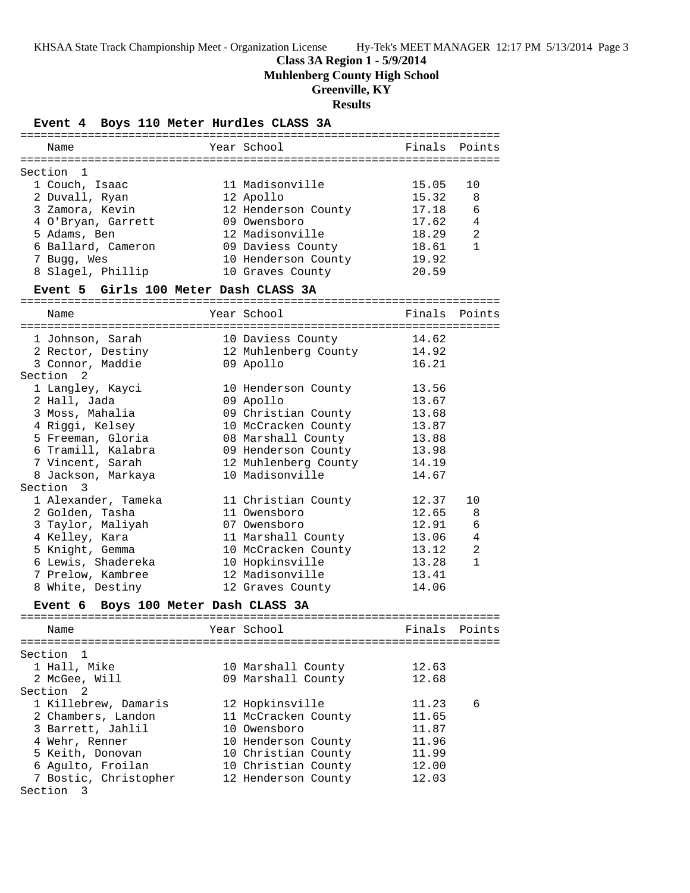**Class 3A Region 1 - 5/9/2014**
**Muhlenberg County High School**
**Greenville, KY**
**Results**

### Event 4 Boys 110 Meter Hurdles CLASS 3A

| Name | Year | School | Finals | Points |
|---|---|---|---|---|
| **Section 1** | | | | |
| 1 Couch, Isaac | 11 | Madisonville | 15.05 | 10 |
| 2 Duvall, Ryan | 12 | Apollo | 15.32 | 8 |
| 3 Zamora, Kevin | 12 | Henderson County | 17.18 | 6 |
| 4 O'Bryan, Garrett | 09 | Owensboro | 17.62 | 4 |
| 5 Adams, Ben | 12 | Madisonville | 18.29 | 2 |
| 6 Ballard, Cameron | 09 | Daviess County | 18.61 | 1 |
| 7 Bugg, Wes | 10 | Henderson County | 19.92 | |
| 8 Slagel, Phillip | 10 | Graves County | 20.59 | |

### Event 5 Girls 100 Meter Dash CLASS 3A

| Name | Year | School | Finals | Points |
|---|---|---|---|---|
| 1 Johnson, Sarah | 10 | Daviess County | 14.62 | |
| 2 Rector, Destiny | 12 | Muhlenberg County | 14.92 | |
| 3 Connor, Maddie | 09 | Apollo | 16.21 | |
| **Section 2** | | | | |
| 1 Langley, Kayci | 10 | Henderson County | 13.56 | |
| 2 Hall, Jada | 09 | Apollo | 13.67 | |
| 3 Moss, Mahalia | 09 | Christian County | 13.68 | |
| 4 Riggi, Kelsey | 10 | McCracken County | 13.87 | |
| 5 Freeman, Gloria | 08 | Marshall County | 13.88 | |
| 6 Tramill, Kalabra | 09 | Henderson County | 13.98 | |
| 7 Vincent, Sarah | 12 | Muhlenberg County | 14.19 | |
| 8 Jackson, Markaya | 10 | Madisonville | 14.67 | |
| **Section 3** | | | | |
| 1 Alexander, Tameka | 11 | Christian County | 12.37 | 10 |
| 2 Golden, Tasha | 11 | Owensboro | 12.65 | 8 |
| 3 Taylor, Maliyah | 07 | Owensboro | 12.91 | 6 |
| 4 Kelley, Kara | 11 | Marshall County | 13.06 | 4 |
| 5 Knight, Gemma | 10 | McCracken County | 13.12 | 2 |
| 6 Lewis, Shadereka | 10 | Hopkinsville | 13.28 | 1 |
| 7 Prelow, Kambree | 12 | Madisonville | 13.41 | |
| 8 White, Destiny | 12 | Graves County | 14.06 | |

### Event 6 Boys 100 Meter Dash CLASS 3A

| Name | Year | School | Finals | Points |
|---|---|---|---|---|
| **Section 1** | | | | |
| 1 Hall, Mike | 10 | Marshall County | 12.63 | |
| 2 McGee, Will | 09 | Marshall County | 12.68 | |
| **Section 2** | | | | |
| 1 Killebrew, Damaris | 12 | Hopkinsville | 11.23 | 6 |
| 2 Chambers, Landon | 11 | McCracken County | 11.65 | |
| 3 Barrett, Jahlil | 10 | Owensboro | 11.87 | |
| 4 Wehr, Renner | 10 | Henderson County | 11.96 | |
| 5 Keith, Donovan | 10 | Christian County | 11.99 | |
| 6 Agulto, Froilan | 10 | Christian County | 12.00 | |
| 7 Bostic, Christopher | 12 | Henderson County | 12.03 | |
| **Section 3** | | | | |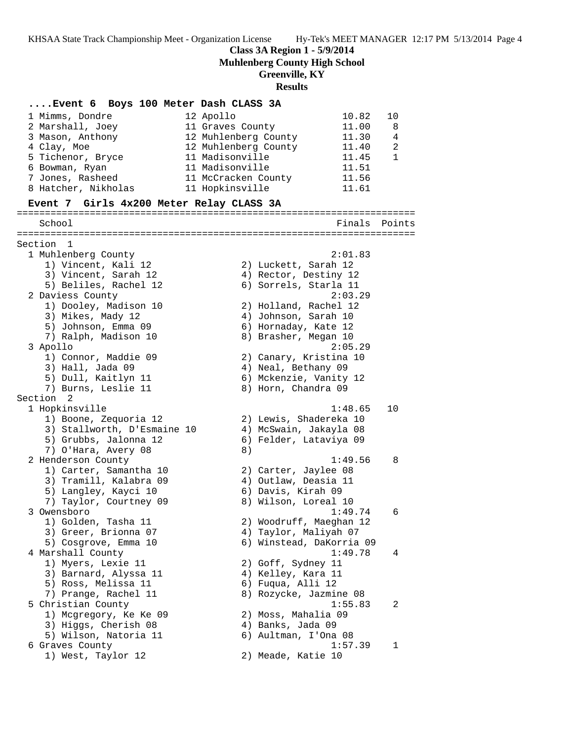**Class 3A Region 1 - 5/9/2014**
**Muhlenberg County High School**
**Greenville, KY**
**Results**

#### ....Event 6 Boys 100 Meter Dash CLASS 3A

| Place | Name | Yr | School | Finals | Points |
|---|---|---|---|---|---|
| 1 | Mimms, Dondre | 12 | Apollo | 10.82 | 10 |
| 2 | Marshall, Joey | 11 | Graves County | 11.00 | 8 |
| 3 | Mason, Anthony | 12 | Muhlenberg County | 11.30 | 4 |
| 4 | Clay, Moe | 12 | Muhlenberg County | 11.40 | 2 |
| 5 | Tichenor, Bryce | 11 | Madisonville | 11.45 | 1 |
| 6 | Bowman, Ryan | 11 | Madisonville | 11.51 | |
| 7 | Jones, Rasheed | 11 | McCracken County | 11.56 | |
| 8 | Hatcher, Nikholas | 11 | Hopkinsville | 11.61 | |

#### Event 7 Girls 4x200 Meter Relay CLASS 3A

```
=======================================================================
    School                                               Finals  Points
=======================================================================
Section  1
  1 Muhlenberg County                                   2:01.83
     1) Vincent, Kali 12                2) Luckett, Sarah 12
     3) Vincent, Sarah 12               4) Rector, Destiny 12
     5) Beliles, Rachel 12              6) Sorrels, Starla 11
  2 Daviess County                                      2:03.29
     1) Dooley, Madison 10              2) Holland, Rachel 12
     3) Mikes, Mady 12                  4) Johnson, Sarah 10
     5) Johnson, Emma 09                6) Hornaday, Kate 12
     7) Ralph, Madison 10               8) Brasher, Megan 10
  3 Apollo                                              2:05.29
     1) Connor, Maddie 09               2) Canary, Kristina 10
     3) Hall, Jada 09                   4) Neal, Bethany 09
     5) Dull, Kaitlyn 11                6) Mckenzie, Vanity 12
     7) Burns, Leslie 11                8) Horn, Chandra 09
Section  2
  1 Hopkinsville                                        1:48.65   10
     1) Boone, Zequoria 12              2) Lewis, Shadereka 10
     3) Stallworth, D'Esmaine 10        4) McSwain, Jakayla 08
     5) Grubbs, Jalonna 12              6) Felder, Lataviya 09
     7) O'Hara, Avery 08                8)
  2 Henderson County                                    1:49.56    8
     1) Carter, Samantha 10             2) Carter, Jaylee 08
     3) Tramill, Kalabra 09             4) Outlaw, Deasia 11
     5) Langley, Kayci 10               6) Davis, Kirah 09
     7) Taylor, Courtney 09             8) Wilson, Loreal 10
  3 Owensboro                                           1:49.74    6
     1) Golden, Tasha 11                2) Woodruff, Maeghan 12
     3) Greer, Brionna 07               4) Taylor, Maliyah 07
     5) Cosgrove, Emma 10               6) Winstead, DaKorria 09
  4 Marshall County                                     1:49.78    4
     1) Myers, Lexie 11                 2) Goff, Sydney 11
     3) Barnard, Alyssa 11              4) Kelley, Kara 11
     5) Ross, Melissa 11                6) Fuqua, Alli 12
     7) Prange, Rachel 11               8) Rozycke, Jazmine 08
  5 Christian County                                    1:55.83    2
     1) Mcgregory, Ke Ke 09             2) Moss, Mahalia 09
     3) Higgs, Cherish 08               4) Banks, Jada 09
     5) Wilson, Natoria 11              6) Aultman, I'Ona 08
  6 Graves County                                       1:57.39    1
     1) West, Taylor 12                 2) Meade, Katie 10
```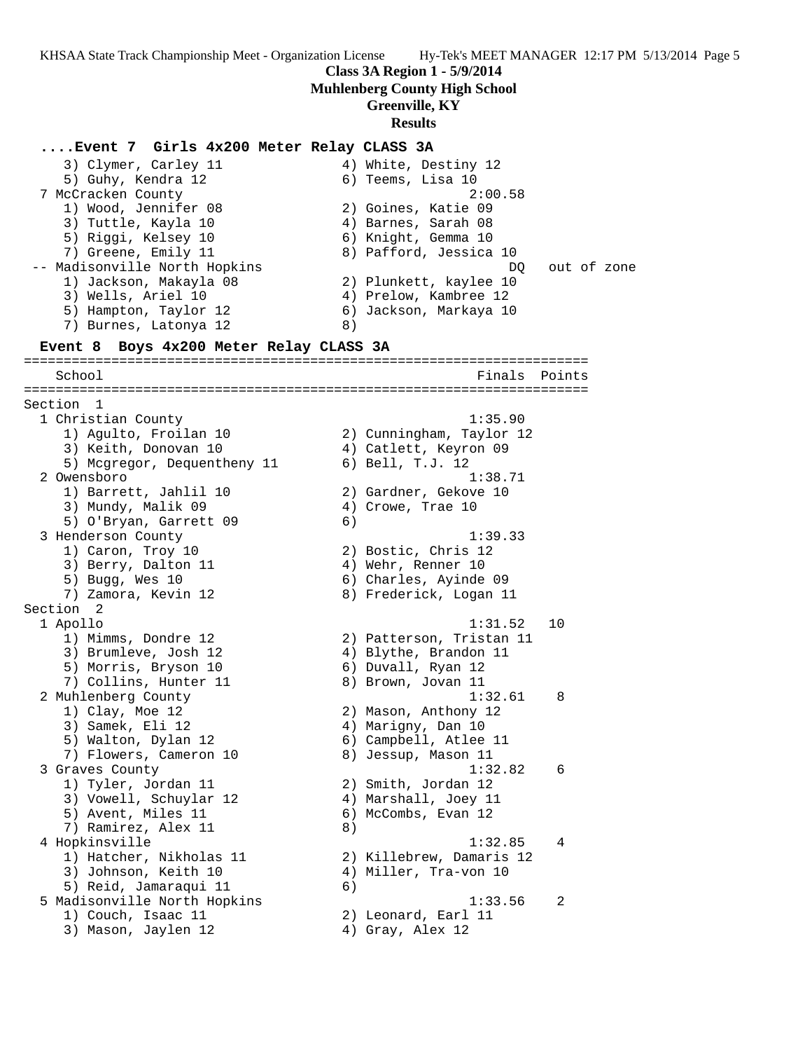**Class 3A Region 1 - 5/9/2014**
**Muhlenberg County High School**
**Greenville, KY**
**Results**

### ....Event 7 Girls 4x200 Meter Relay CLASS 3A

```
    3) Clymer, Carley 11              4) White, Destiny 12
    5) Guhy, Kendra 12                6) Teems, Lisa 10
  7 McCracken County                                2:00.58
    1) Wood, Jennifer 08              2) Goines, Katie 09
    3) Tuttle, Kayla 10               4) Barnes, Sarah 08
    5) Riggi, Kelsey 10               6) Knight, Gemma 10
    7) Greene, Emily 11               8) Pafford, Jessica 10
 -- Madisonville North Hopkins                          DQ   out of zone
    1) Jackson, Makayla 08            2) Plunkett, kaylee 10
    3) Wells, Ariel 10                4) Prelow, Kambree 12
    5) Hampton, Taylor 12             6) Jackson, Markaya 10
    7) Burnes, Latonya 12             8)
```

### Event 8 Boys 4x200 Meter Relay CLASS 3A

```
=======================================================================
   School                                            Finals  Points
=======================================================================
Section  1
  1 Christian County                                1:35.90
    1) Agulto, Froilan 10             2) Cunningham, Taylor 12
    3) Keith, Donovan 10              4) Catlett, Keyron 09
    5) Mcgregor, Dequentheny 11       6) Bell, T.J. 12
  2 Owensboro                                       1:38.71
    1) Barrett, Jahlil 10             2) Gardner, Gekove 10
    3) Mundy, Malik 09                4) Crowe, Trae 10
    5) O'Bryan, Garrett 09            6)
  3 Henderson County                                1:39.33
    1) Caron, Troy 10                 2) Bostic, Chris 12
    3) Berry, Dalton 11               4) Wehr, Renner 10
    5) Bugg, Wes 10                   6) Charles, Ayinde 09
    7) Zamora, Kevin 12               8) Frederick, Logan 11
Section  2
  1 Apollo                                          1:31.52   10
    1) Mimms, Dondre 12               2) Patterson, Tristan 11
    3) Brumleve, Josh 12              4) Blythe, Brandon 11
    5) Morris, Bryson 10              6) Duvall, Ryan 12
    7) Collins, Hunter 11             8) Brown, Jovan 11
  2 Muhlenberg County                               1:32.61    8
    1) Clay, Moe 12                   2) Mason, Anthony 12
    3) Samek, Eli 12                  4) Marigny, Dan 10
    5) Walton, Dylan 12               6) Campbell, Atlee 11
    7) Flowers, Cameron 10            8) Jessup, Mason 11
  3 Graves County                                   1:32.82    6
    1) Tyler, Jordan 11               2) Smith, Jordan 12
    3) Vowell, Schuylar 12            4) Marshall, Joey 11
    5) Avent, Miles 11                6) McCombs, Evan 12
    7) Ramirez, Alex 11               8)
  4 Hopkinsville                                    1:32.85    4
    1) Hatcher, Nikholas 11           2) Killebrew, Damaris 12
    3) Johnson, Keith 10              4) Miller, Tra-von 10
    5) Reid, Jamaraqui 11             6)
  5 Madisonville North Hopkins                      1:33.56    2
    1) Couch, Isaac 11                2) Leonard, Earl 11
    3) Mason, Jaylen 12               4) Gray, Alex 12
```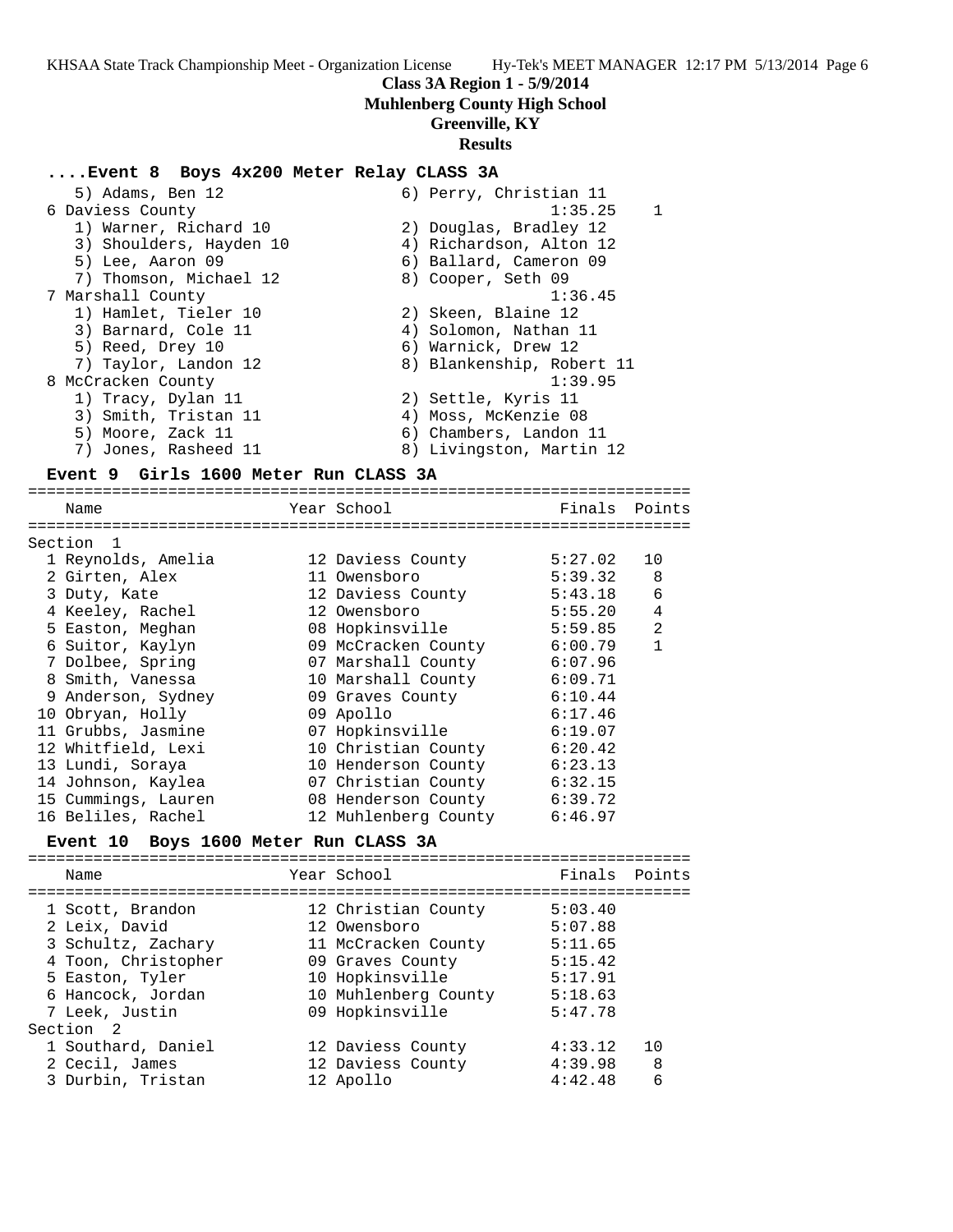**Class 3A Region 1 - 5/9/2014**
**Muhlenberg County High School**
**Greenville, KY**
**Results**

### ....Event 8 Boys 4x200 Meter Relay CLASS 3A

| Place | School | Finals | Points |
|---|---|---|---|
| | 5) Adams, Ben 12 — 6) Perry, Christian 11 | | |
| 6 | Daviess County | 1:35.25 | 1 |
| | 1) Warner, Richard 10 — 2) Douglas, Bradley 12 | | |
| | 3) Shoulders, Hayden 10 — 4) Richardson, Alton 12 | | |
| | 5) Lee, Aaron 09 — 6) Ballard, Cameron 09 | | |
| | 7) Thomson, Michael 12 — 8) Cooper, Seth 09 | | |
| 7 | Marshall County | 1:36.45 | |
| | 1) Hamlet, Tieler 10 — 2) Skeen, Blaine 12 | | |
| | 3) Barnard, Cole 11 — 4) Solomon, Nathan 11 | | |
| | 5) Reed, Drey 10 — 6) Warnick, Drew 12 | | |
| | 7) Taylor, Landon 12 — 8) Blankenship, Robert 11 | | |
| 8 | McCracken County | 1:39.95 | |
| | 1) Tracy, Dylan 11 — 2) Settle, Kyris 11 | | |
| | 3) Smith, Tristan 11 — 4) Moss, McKenzie 08 | | |
| | 5) Moore, Zack 11 — 6) Chambers, Landon 11 | | |
| | 7) Jones, Rasheed 11 — 8) Livingston, Martin 12 | | |

### Event 9 Girls 1600 Meter Run CLASS 3A

| | Name | Year | School | Finals | Points |
|---|---|---|---|---|---|
| **Section 1** | | | | | |
| 1 | Reynolds, Amelia | 12 | Daviess County | 5:27.02 | 10 |
| 2 | Girten, Alex | 11 | Owensboro | 5:39.32 | 8 |
| 3 | Duty, Kate | 12 | Daviess County | 5:43.18 | 6 |
| 4 | Keeley, Rachel | 12 | Owensboro | 5:55.20 | 4 |
| 5 | Easton, Meghan | 08 | Hopkinsville | 5:59.85 | 2 |
| 6 | Suitor, Kaylyn | 09 | McCracken County | 6:00.79 | 1 |
| 7 | Dolbee, Spring | 07 | Marshall County | 6:07.96 | |
| 8 | Smith, Vanessa | 10 | Marshall County | 6:09.71 | |
| 9 | Anderson, Sydney | 09 | Graves County | 6:10.44 | |
| 10 | Obryan, Holly | 09 | Apollo | 6:17.46 | |
| 11 | Grubbs, Jasmine | 07 | Hopkinsville | 6:19.07 | |
| 12 | Whitfield, Lexi | 10 | Christian County | 6:20.42 | |
| 13 | Lundi, Soraya | 10 | Henderson County | 6:23.13 | |
| 14 | Johnson, Kaylea | 07 | Christian County | 6:32.15 | |
| 15 | Cummings, Lauren | 08 | Henderson County | 6:39.72 | |
| 16 | Beliles, Rachel | 12 | Muhlenberg County | 6:46.97 | |

### Event 10 Boys 1600 Meter Run CLASS 3A

| | Name | Year | School | Finals | Points |
|---|---|---|---|---|---|
| 1 | Scott, Brandon | 12 | Christian County | 5:03.40 | |
| 2 | Leix, David | 12 | Owensboro | 5:07.88 | |
| 3 | Schultz, Zachary | 11 | McCracken County | 5:11.65 | |
| 4 | Toon, Christopher | 09 | Graves County | 5:15.42 | |
| 5 | Easton, Tyler | 10 | Hopkinsville | 5:17.91 | |
| 6 | Hancock, Jordan | 10 | Muhlenberg County | 5:18.63 | |
| 7 | Leek, Justin | 09 | Hopkinsville | 5:47.78 | |
| **Section 2** | | | | | |
| 1 | Southard, Daniel | 12 | Daviess County | 4:33.12 | 10 |
| 2 | Cecil, James | 12 | Daviess County | 4:39.98 | 8 |
| 3 | Durbin, Tristan | 12 | Apollo | 4:42.48 | 6 |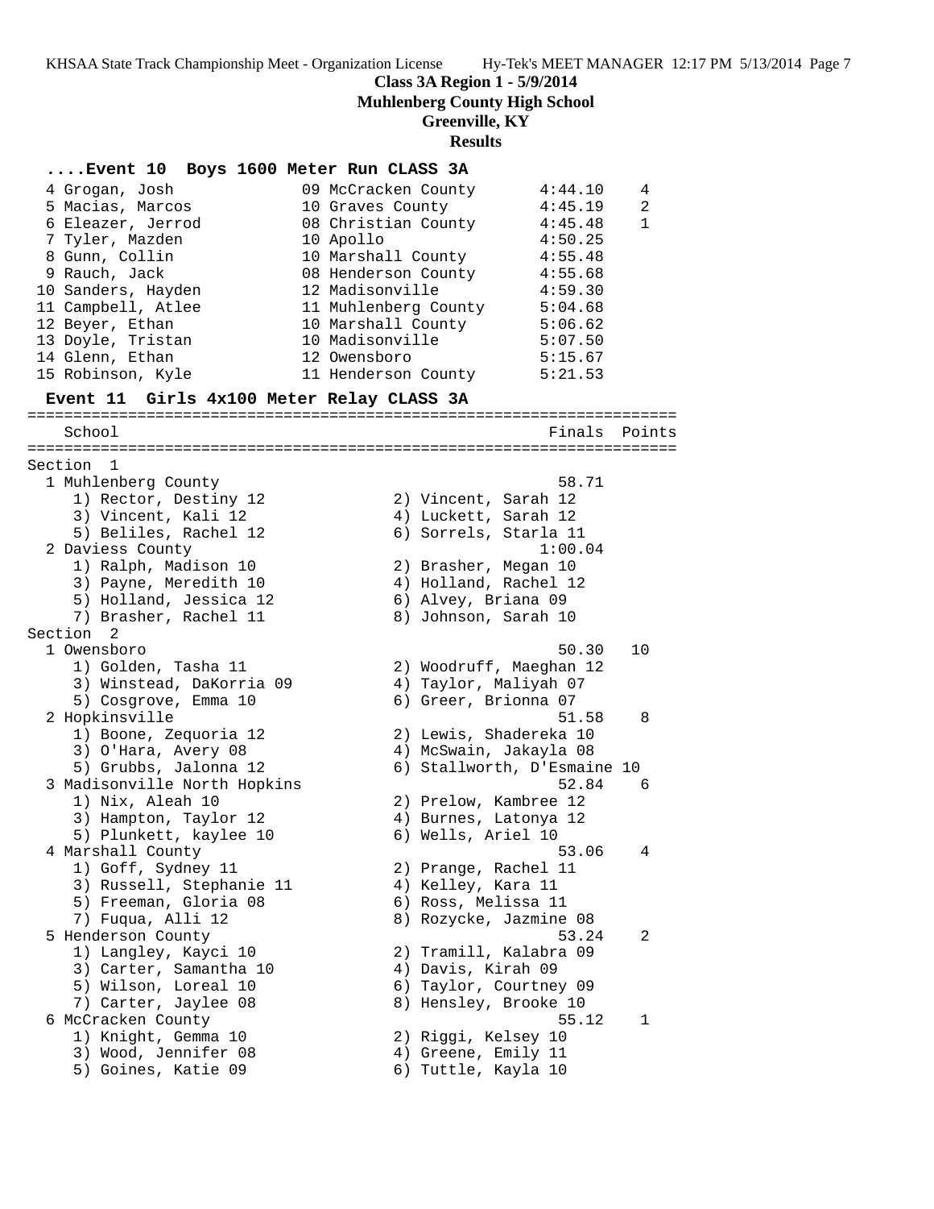**Class 3A Region 1 - 5/9/2014**
**Muhlenberg County High School**
**Greenville, KY**
**Results**

### ....Event 10 Boys 1600 Meter Run CLASS 3A

| Place | Name | Yr | School | Finals | Points |
|---|---|---|---|---|---|
| 4 | Grogan, Josh | 09 | McCracken County | 4:44.10 | 4 |
| 5 | Macias, Marcos | 10 | Graves County | 4:45.19 | 2 |
| 6 | Eleazer, Jerrod | 08 | Christian County | 4:45.48 | 1 |
| 7 | Tyler, Mazden | 10 | Apollo | 4:50.25 | |
| 8 | Gunn, Collin | 10 | Marshall County | 4:55.48 | |
| 9 | Rauch, Jack | 08 | Henderson County | 4:55.68 | |
| 10 | Sanders, Hayden | 12 | Madisonville | 4:59.30 | |
| 11 | Campbell, Atlee | 11 | Muhlenberg County | 5:04.68 | |
| 12 | Beyer, Ethan | 10 | Marshall County | 5:06.62 | |
| 13 | Doyle, Tristan | 10 | Madisonville | 5:07.50 | |
| 14 | Glenn, Ethan | 12 | Owensboro | 5:15.67 | |
| 15 | Robinson, Kyle | 11 | Henderson County | 5:21.53 | |

### Event 11 Girls 4x100 Meter Relay CLASS 3A

| School | Finals | Points |
|---|---|---|
| **Section 1** | | |
| 1 Muhlenberg County | 58.71 | |
| 1) Rector, Destiny 12; 2) Vincent, Sarah 12; 3) Vincent, Kali 12; 4) Luckett, Sarah 12; 5) Beliles, Rachel 12; 6) Sorrels, Starla 11 | | |
| 2 Daviess County | 1:00.04 | |
| 1) Ralph, Madison 10; 2) Brasher, Megan 10; 3) Payne, Meredith 10; 4) Holland, Rachel 12; 5) Holland, Jessica 12; 6) Alvey, Briana 09; 7) Brasher, Rachel 11; 8) Johnson, Sarah 10 | | |
| **Section 2** | | |
| 1 Owensboro | 50.30 | 10 |
| 1) Golden, Tasha 11; 2) Woodruff, Maeghan 12; 3) Winstead, DaKorria 09; 4) Taylor, Maliyah 07; 5) Cosgrove, Emma 10; 6) Greer, Brionna 07 | | |
| 2 Hopkinsville | 51.58 | 8 |
| 1) Boone, Zequoria 12; 2) Lewis, Shadereka 10; 3) O'Hara, Avery 08; 4) McSwain, Jakayla 08; 5) Grubbs, Jalonna 12; 6) Stallworth, D'Esmaine 10 | | |
| 3 Madisonville North Hopkins | 52.84 | 6 |
| 1) Nix, Aleah 10; 2) Prelow, Kambree 12; 3) Hampton, Taylor 12; 4) Burnes, Latonya 12; 5) Plunkett, kaylee 10; 6) Wells, Ariel 10 | | |
| 4 Marshall County | 53.06 | 4 |
| 1) Goff, Sydney 11; 2) Prange, Rachel 11; 3) Russell, Stephanie 11; 4) Kelley, Kara 11; 5) Freeman, Gloria 08; 6) Ross, Melissa 11; 7) Fuqua, Alli 12; 8) Rozycke, Jazmine 08 | | |
| 5 Henderson County | 53.24 | 2 |
| 1) Langley, Kayci 10; 2) Tramill, Kalabra 09; 3) Carter, Samantha 10; 4) Davis, Kirah 09; 5) Wilson, Loreal 10; 6) Taylor, Courtney 09; 7) Carter, Jaylee 08; 8) Hensley, Brooke 10 | | |
| 6 McCracken County | 55.12 | 1 |
| 1) Knight, Gemma 10; 2) Riggi, Kelsey 10; 3) Wood, Jennifer 08; 4) Greene, Emily 11; 5) Goines, Katie 09; 6) Tuttle, Kayla 10 | | |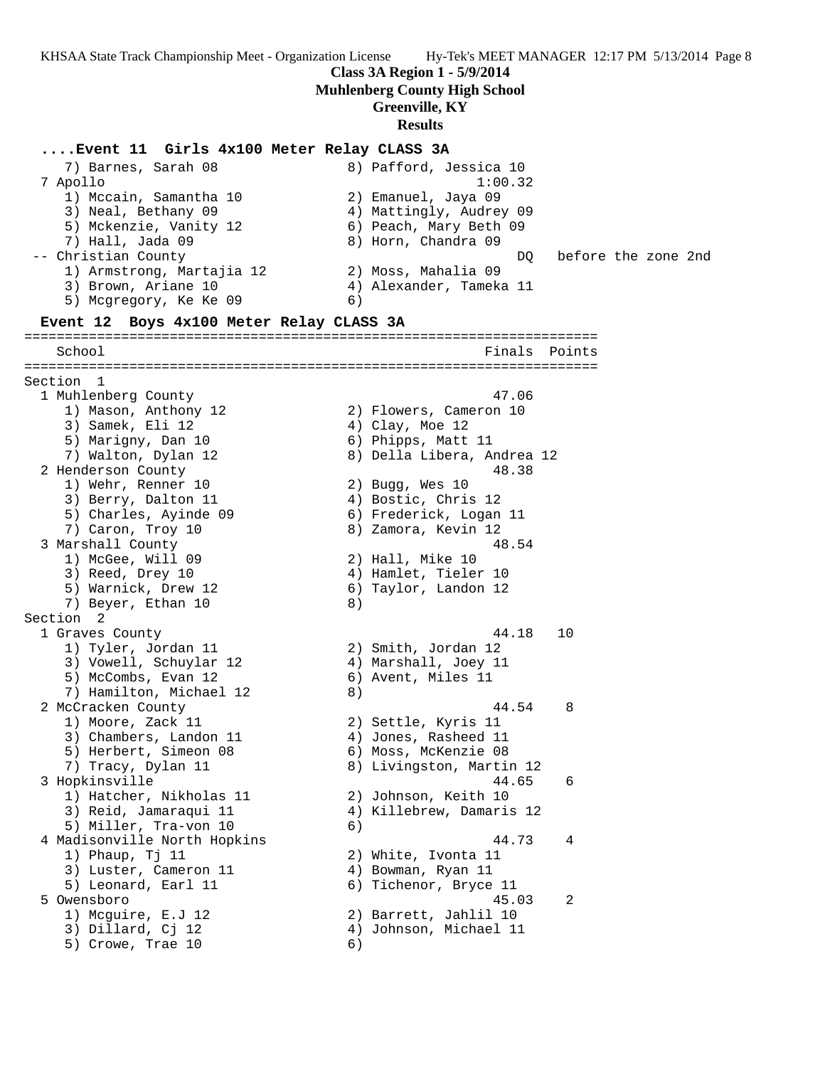**Class 3A Region 1 - 5/9/2014**
**Muhlenberg County High School**
**Greenville, KY**
**Results**

### ....Event 11 Girls 4x100 Meter Relay CLASS 3A

```
    7) Barnes, Sarah 08               8) Pafford, Jessica 10
  7 Apollo                                         1:00.32
    1) Mccain, Samantha 10            2) Emanuel, Jaya 09
    3) Neal, Bethany 09               4) Mattingly, Audrey 09
    5) Mckenzie, Vanity 12            6) Peach, Mary Beth 09
    7) Hall, Jada 09                  8) Horn, Chandra 09
 -- Christian County                                    DQ   before the zone 2nd
    1) Armstrong, Martajia 12         2) Moss, Mahalia 09
    3) Brown, Ariane 10               4) Alexander, Tameka 11
    5) Mcgregory, Ke Ke 09            6)
```

### Event 12 Boys 4x100 Meter Relay CLASS 3A

```
=======================================================================
   School                                            Finals  Points
=======================================================================
Section  1
  1 Muhlenberg County                                  47.06
    1) Mason, Anthony 12              2) Flowers, Cameron 10
    3) Samek, Eli 12                  4) Clay, Moe 12
    5) Marigny, Dan 10                6) Phipps, Matt 11
    7) Walton, Dylan 12               8) Della Libera, Andrea 12
  2 Henderson County                                   48.38
    1) Wehr, Renner 10                2) Bugg, Wes 10
    3) Berry, Dalton 11               4) Bostic, Chris 12
    5) Charles, Ayinde 09             6) Frederick, Logan 11
    7) Caron, Troy 10                 8) Zamora, Kevin 12
  3 Marshall County                                    48.54
    1) McGee, Will 09                 2) Hall, Mike 10
    3) Reed, Drey 10                  4) Hamlet, Tieler 10
    5) Warnick, Drew 12               6) Taylor, Landon 12
    7) Beyer, Ethan 10                8)
Section  2
  1 Graves County                                      44.18   10
    1) Tyler, Jordan 11               2) Smith, Jordan 12
    3) Vowell, Schuylar 12            4) Marshall, Joey 11
    5) McCombs, Evan 12               6) Avent, Miles 11
    7) Hamilton, Michael 12           8)
  2 McCracken County                                   44.54    8
    1) Moore, Zack 11                 2) Settle, Kyris 11
    3) Chambers, Landon 11            4) Jones, Rasheed 11
    5) Herbert, Simeon 08             6) Moss, McKenzie 08
    7) Tracy, Dylan 11                8) Livingston, Martin 12
  3 Hopkinsville                                       44.65    6
    1) Hatcher, Nikholas 11           2) Johnson, Keith 10
    3) Reid, Jamaraqui 11             4) Killebrew, Damaris 12
    5) Miller, Tra-von 10             6)
  4 Madisonville North Hopkins                         44.73    4
    1) Phaup, Tj 11                   2) White, Ivonta 11
    3) Luster, Cameron 11             4) Bowman, Ryan 11
    5) Leonard, Earl 11               6) Tichenor, Bryce 11
  5 Owensboro                                          45.03    2
    1) Mcguire, E.J 12                2) Barrett, Jahlil 10
    3) Dillard, Cj 12                 4) Johnson, Michael 11
    5) Crowe, Trae 10                 6)
```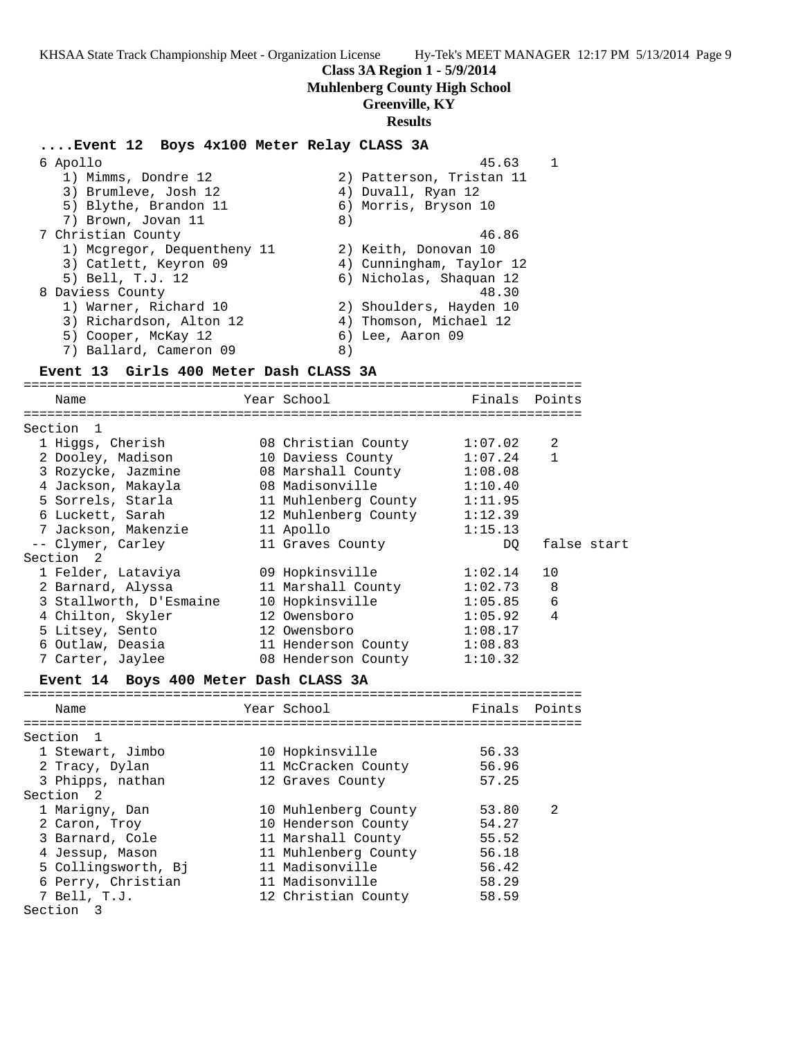**Class 3A Region 1 - 5/9/2014**
**Muhlenberg County High School**
**Greenville, KY**
**Results**

### ....Event 12 Boys 4x100 Meter Relay CLASS 3A

```
  6 Apollo                                             45.63    1
     1) Mimms, Dondre 12                2) Patterson, Tristan 11
     3) Brumleve, Josh 12               4) Duvall, Ryan 12
     5) Blythe, Brandon 11              6) Morris, Bryson 10
     7) Brown, Jovan 11                 8)
  7 Christian County                                   46.86
     1) Mcgregor, Dequentheny 11        2) Keith, Donovan 10
     3) Catlett, Keyron 09              4) Cunningham, Taylor 12
     5) Bell, T.J. 12                   6) Nicholas, Shaquan 12
  8 Daviess County                                     48.30
     1) Warner, Richard 10              2) Shoulders, Hayden 10
     3) Richardson, Alton 12            4) Thomson, Michael 12
     5) Cooper, McKay 12                6) Lee, Aaron 09
     7) Ballard, Cameron 09             8)
```

### Event 13 Girls 400 Meter Dash CLASS 3A

| | Name | Year | School | Finals | Points |
|---|---|---|---|---|---|
| **Section 1** | | | | | |
| 1 | Higgs, Cherish | 08 | Christian County | 1:07.02 | 2 |
| 2 | Dooley, Madison | 10 | Daviess County | 1:07.24 | 1 |
| 3 | Rozycke, Jazmine | 08 | Marshall County | 1:08.08 | |
| 4 | Jackson, Makayla | 08 | Madisonville | 1:10.40 | |
| 5 | Sorrels, Starla | 11 | Muhlenberg County | 1:11.95 | |
| 6 | Luckett, Sarah | 12 | Muhlenberg County | 1:12.39 | |
| 7 | Jackson, Makenzie | 11 | Apollo | 1:15.13 | |
| -- | Clymer, Carley | 11 | Graves County | DQ | false start |
| **Section 2** | | | | | |
| 1 | Felder, Lataviya | 09 | Hopkinsville | 1:02.14 | 10 |
| 2 | Barnard, Alyssa | 11 | Marshall County | 1:02.73 | 8 |
| 3 | Stallworth, D'Esmaine | 10 | Hopkinsville | 1:05.85 | 6 |
| 4 | Chilton, Skyler | 12 | Owensboro | 1:05.92 | 4 |
| 5 | Litsey, Sento | 12 | Owensboro | 1:08.17 | |
| 6 | Outlaw, Deasia | 11 | Henderson County | 1:08.83 | |
| 7 | Carter, Jaylee | 08 | Henderson County | 1:10.32 | |

### Event 14 Boys 400 Meter Dash CLASS 3A

| | Name | Year | School | Finals | Points |
|---|---|---|---|---|---|
| **Section 1** | | | | | |
| 1 | Stewart, Jimbo | 10 | Hopkinsville | 56.33 | |
| 2 | Tracy, Dylan | 11 | McCracken County | 56.96 | |
| 3 | Phipps, nathan | 12 | Graves County | 57.25 | |
| **Section 2** | | | | | |
| 1 | Marigny, Dan | 10 | Muhlenberg County | 53.80 | 2 |
| 2 | Caron, Troy | 10 | Henderson County | 54.27 | |
| 3 | Barnard, Cole | 11 | Marshall County | 55.52 | |
| 4 | Jessup, Mason | 11 | Muhlenberg County | 56.18 | |
| 5 | Collingsworth, Bj | 11 | Madisonville | 56.42 | |
| 6 | Perry, Christian | 11 | Madisonville | 58.29 | |
| 7 | Bell, T.J. | 12 | Christian County | 58.59 | |
| **Section 3** | | | | | |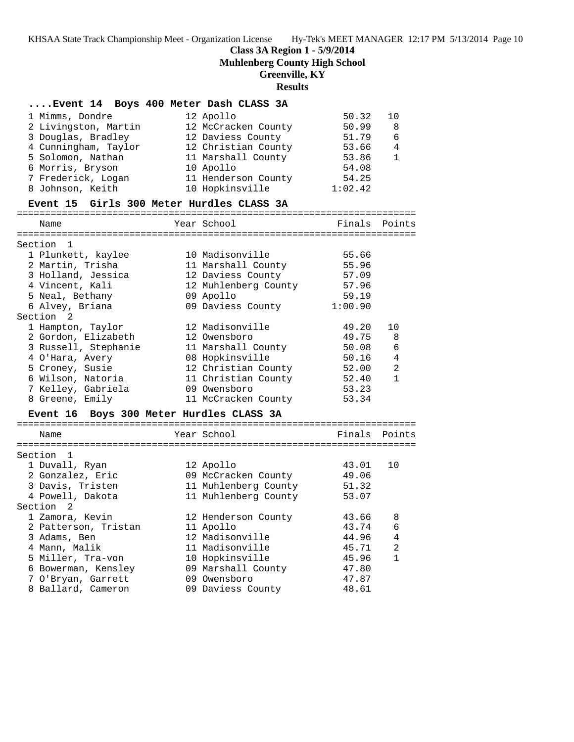# Class 3A Region 1 - 5/9/2014

**Muhlenberg County High School**

**Greenville, KY**

**Results**

### ....Event 14 Boys 400 Meter Dash CLASS 3A

| Place | Name | Year | School | Finals | Points |
|---|---|---|---|---|---|
| 1 | Mimms, Dondre | 12 | Apollo | 50.32 | 10 |
| 2 | Livingston, Martin | 12 | McCracken County | 50.99 | 8 |
| 3 | Douglas, Bradley | 12 | Daviess County | 51.79 | 6 |
| 4 | Cunningham, Taylor | 12 | Christian County | 53.66 | 4 |
| 5 | Solomon, Nathan | 11 | Marshall County | 53.86 | 1 |
| 6 | Morris, Bryson | 10 | Apollo | 54.08 | |
| 7 | Frederick, Logan | 11 | Henderson County | 54.25 | |
| 8 | Johnson, Keith | 10 | Hopkinsville | 1:02.42 | |

### Event 15 Girls 300 Meter Hurdles CLASS 3A

| Place | Name | Year | School | Finals | Points |
|---|---|---|---|---|---|
| **Section 1** | | | | | |
| 1 | Plunkett, kaylee | 10 | Madisonville | 55.66 | |
| 2 | Martin, Trisha | 11 | Marshall County | 55.96 | |
| 3 | Holland, Jessica | 12 | Daviess County | 57.09 | |
| 4 | Vincent, Kali | 12 | Muhlenberg County | 57.96 | |
| 5 | Neal, Bethany | 09 | Apollo | 59.19 | |
| 6 | Alvey, Briana | 09 | Daviess County | 1:00.90 | |
| **Section 2** | | | | | |
| 1 | Hampton, Taylor | 12 | Madisonville | 49.20 | 10 |
| 2 | Gordon, Elizabeth | 12 | Owensboro | 49.75 | 8 |
| 3 | Russell, Stephanie | 11 | Marshall County | 50.08 | 6 |
| 4 | O'Hara, Avery | 08 | Hopkinsville | 50.16 | 4 |
| 5 | Croney, Susie | 12 | Christian County | 52.00 | 2 |
| 6 | Wilson, Natoria | 11 | Christian County | 52.40 | 1 |
| 7 | Kelley, Gabriela | 09 | Owensboro | 53.23 | |
| 8 | Greene, Emily | 11 | McCracken County | 53.34 | |

### Event 16 Boys 300 Meter Hurdles CLASS 3A

| Place | Name | Year | School | Finals | Points |
|---|---|---|---|---|---|
| **Section 1** | | | | | |
| 1 | Duvall, Ryan | 12 | Apollo | 43.01 | 10 |
| 2 | Gonzalez, Eric | 09 | McCracken County | 49.06 | |
| 3 | Davis, Tristen | 11 | Muhlenberg County | 51.32 | |
| 4 | Powell, Dakota | 11 | Muhlenberg County | 53.07 | |
| **Section 2** | | | | | |
| 1 | Zamora, Kevin | 12 | Henderson County | 43.66 | 8 |
| 2 | Patterson, Tristan | 11 | Apollo | 43.74 | 6 |
| 3 | Adams, Ben | 12 | Madisonville | 44.96 | 4 |
| 4 | Mann, Malik | 11 | Madisonville | 45.71 | 2 |
| 5 | Miller, Tra-von | 10 | Hopkinsville | 45.96 | 1 |
| 6 | Bowerman, Kensley | 09 | Marshall County | 47.80 | |
| 7 | O'Bryan, Garrett | 09 | Owensboro | 47.87 | |
| 8 | Ballard, Cameron | 09 | Daviess County | 48.61 | |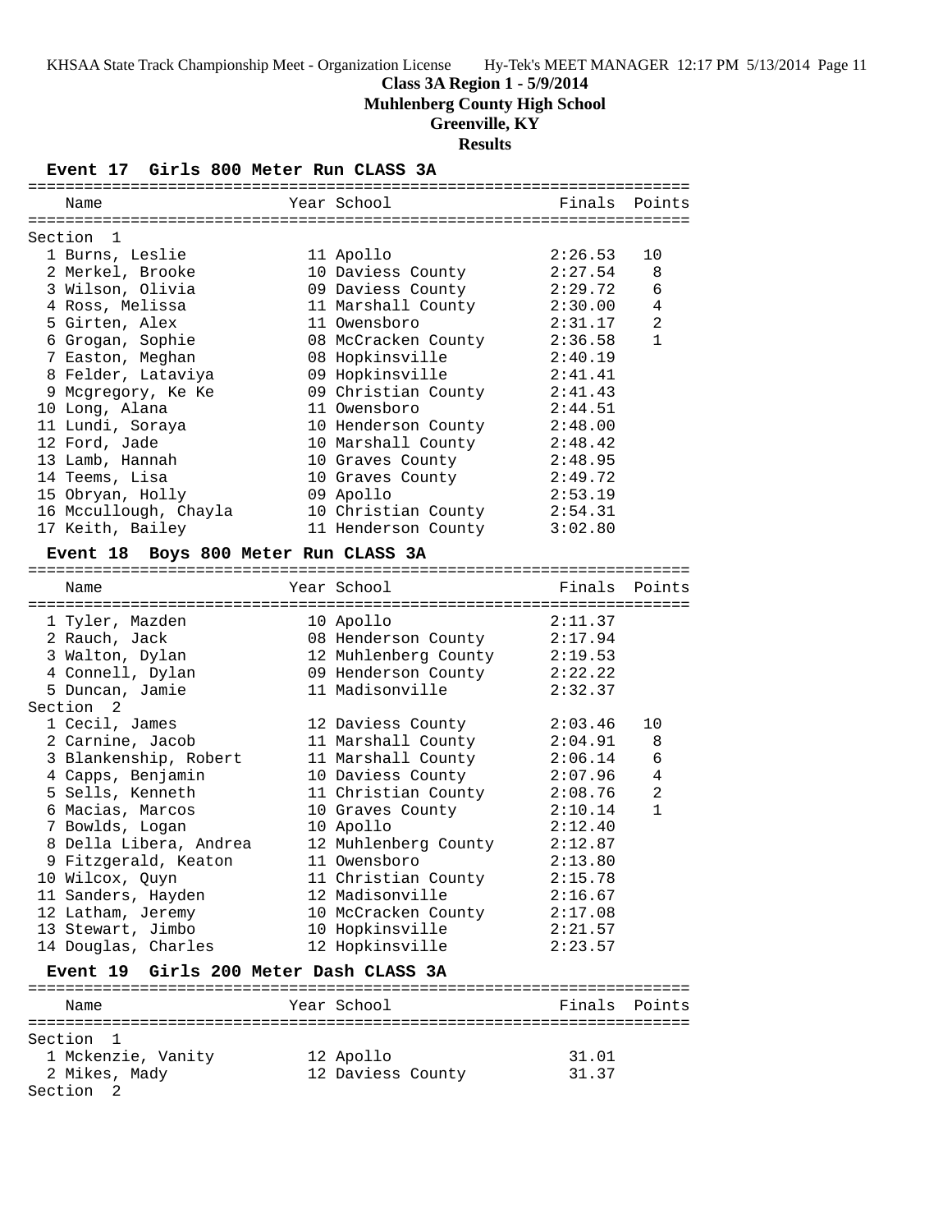# Class 3A Region 1 - 5/9/2014

## Muhlenberg County High School

## Greenville, KY

## Results

### Event 17 Girls 800 Meter Run CLASS 3A

| Place | Name | Year | School | Finals | Points |
|---|---|---|---|---|---|
| **Section 1** | | | | | |
| 1 | Burns, Leslie | 11 | Apollo | 2:26.53 | 10 |
| 2 | Merkel, Brooke | 10 | Daviess County | 2:27.54 | 8 |
| 3 | Wilson, Olivia | 09 | Daviess County | 2:29.72 | 6 |
| 4 | Ross, Melissa | 11 | Marshall County | 2:30.00 | 4 |
| 5 | Girten, Alex | 11 | Owensboro | 2:31.17 | 2 |
| 6 | Grogan, Sophie | 08 | McCracken County | 2:36.58 | 1 |
| 7 | Easton, Meghan | 08 | Hopkinsville | 2:40.19 | |
| 8 | Felder, Lataviya | 09 | Hopkinsville | 2:41.41 | |
| 9 | Mcgregory, Ke Ke | 09 | Christian County | 2:41.43 | |
| 10 | Long, Alana | 11 | Owensboro | 2:44.51 | |
| 11 | Lundi, Soraya | 10 | Henderson County | 2:48.00 | |
| 12 | Ford, Jade | 10 | Marshall County | 2:48.42 | |
| 13 | Lamb, Hannah | 10 | Graves County | 2:48.95 | |
| 14 | Teems, Lisa | 10 | Graves County | 2:49.72 | |
| 15 | Obryan, Holly | 09 | Apollo | 2:53.19 | |
| 16 | Mccullough, Chayla | 10 | Christian County | 2:54.31 | |
| 17 | Keith, Bailey | 11 | Henderson County | 3:02.80 | |

### Event 18 Boys 800 Meter Run CLASS 3A

| Place | Name | Year | School | Finals | Points |
|---|---|---|---|---|---|
| 1 | Tyler, Mazden | 10 | Apollo | 2:11.37 | |
| 2 | Rauch, Jack | 08 | Henderson County | 2:17.94 | |
| 3 | Walton, Dylan | 12 | Muhlenberg County | 2:19.53 | |
| 4 | Connell, Dylan | 09 | Henderson County | 2:22.22 | |
| 5 | Duncan, Jamie | 11 | Madisonville | 2:32.37 | |
| **Section 2** | | | | | |
| 1 | Cecil, James | 12 | Daviess County | 2:03.46 | 10 |
| 2 | Carnine, Jacob | 11 | Marshall County | 2:04.91 | 8 |
| 3 | Blankenship, Robert | 11 | Marshall County | 2:06.14 | 6 |
| 4 | Capps, Benjamin | 10 | Daviess County | 2:07.96 | 4 |
| 5 | Sells, Kenneth | 11 | Christian County | 2:08.76 | 2 |
| 6 | Macias, Marcos | 10 | Graves County | 2:10.14 | 1 |
| 7 | Bowlds, Logan | 10 | Apollo | 2:12.40 | |
| 8 | Della Libera, Andrea | 12 | Muhlenberg County | 2:12.87 | |
| 9 | Fitzgerald, Keaton | 11 | Owensboro | 2:13.80 | |
| 10 | Wilcox, Quyn | 11 | Christian County | 2:15.78 | |
| 11 | Sanders, Hayden | 12 | Madisonville | 2:16.67 | |
| 12 | Latham, Jeremy | 10 | McCracken County | 2:17.08 | |
| 13 | Stewart, Jimbo | 10 | Hopkinsville | 2:21.57 | |
| 14 | Douglas, Charles | 12 | Hopkinsville | 2:23.57 | |

### Event 19 Girls 200 Meter Dash CLASS 3A

| Place | Name | Year | School | Finals | Points |
|---|---|---|---|---|---|
| **Section 1** | | | | | |
| 1 | Mckenzie, Vanity | 12 | Apollo | 31.01 | |
| 2 | Mikes, Mady | 12 | Daviess County | 31.37 | |
| **Section 2** | | | | | |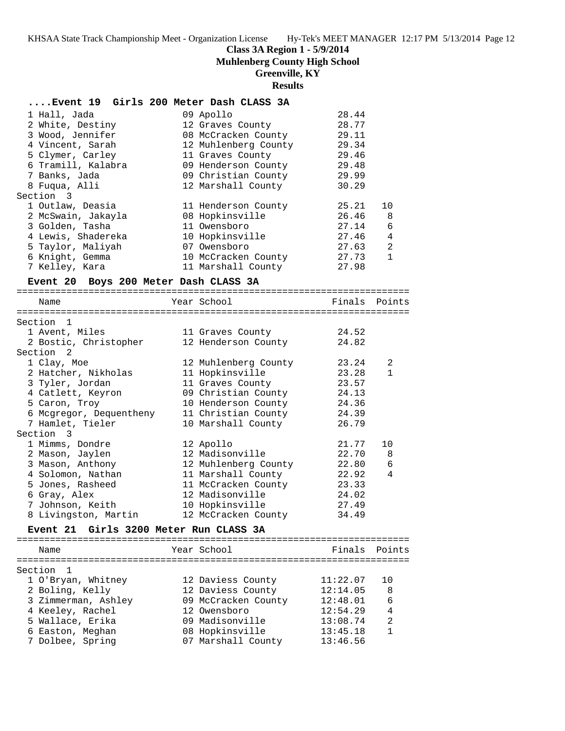# Class 3A Region 1 - 5/9/2014

## Muhlenberg County High School

## Greenville, KY

## Results

### ....Event 19 Girls 200 Meter Dash CLASS 3A

| Name | Year | School | Finals | Points |
|---|---|---|---|---|
| 1 Hall, Jada | 09 | Apollo | 28.44 | |
| 2 White, Destiny | 12 | Graves County | 28.77 | |
| 3 Wood, Jennifer | 08 | McCracken County | 29.11 | |
| 4 Vincent, Sarah | 12 | Muhlenberg County | 29.34 | |
| 5 Clymer, Carley | 11 | Graves County | 29.46 | |
| 6 Tramill, Kalabra | 09 | Henderson County | 29.48 | |
| 7 Banks, Jada | 09 | Christian County | 29.99 | |
| 8 Fuqua, Alli | 12 | Marshall County | 30.29 | |
| **Section 3** | | | | |
| 1 Outlaw, Deasia | 11 | Henderson County | 25.21 | 10 |
| 2 McSwain, Jakayla | 08 | Hopkinsville | 26.46 | 8 |
| 3 Golden, Tasha | 11 | Owensboro | 27.14 | 6 |
| 4 Lewis, Shadereka | 10 | Hopkinsville | 27.46 | 4 |
| 5 Taylor, Maliyah | 07 | Owensboro | 27.63 | 2 |
| 6 Knight, Gemma | 10 | McCracken County | 27.73 | 1 |
| 7 Kelley, Kara | 11 | Marshall County | 27.98 | |

### Event 20 Boys 200 Meter Dash CLASS 3A

| Name | Year | School | Finals | Points |
|---|---|---|---|---|
| **Section 1** | | | | |
| 1 Avent, Miles | 11 | Graves County | 24.52 | |
| 2 Bostic, Christopher | 12 | Henderson County | 24.82 | |
| **Section 2** | | | | |
| 1 Clay, Moe | 12 | Muhlenberg County | 23.24 | 2 |
| 2 Hatcher, Nikholas | 11 | Hopkinsville | 23.28 | 1 |
| 3 Tyler, Jordan | 11 | Graves County | 23.57 | |
| 4 Catlett, Keyron | 09 | Christian County | 24.13 | |
| 5 Caron, Troy | 10 | Henderson County | 24.36 | |
| 6 Mcgregor, Dequentheny | 11 | Christian County | 24.39 | |
| 7 Hamlet, Tieler | 10 | Marshall County | 26.79 | |
| **Section 3** | | | | |
| 1 Mimms, Dondre | 12 | Apollo | 21.77 | 10 |
| 2 Mason, Jaylen | 12 | Madisonville | 22.70 | 8 |
| 3 Mason, Anthony | 12 | Muhlenberg County | 22.80 | 6 |
| 4 Solomon, Nathan | 11 | Marshall County | 22.92 | 4 |
| 5 Jones, Rasheed | 11 | McCracken County | 23.33 | |
| 6 Gray, Alex | 12 | Madisonville | 24.02 | |
| 7 Johnson, Keith | 10 | Hopkinsville | 27.49 | |
| 8 Livingston, Martin | 12 | McCracken County | 34.49 | |

### Event 21 Girls 3200 Meter Run CLASS 3A

| Name | Year | School | Finals | Points |
|---|---|---|---|---|
| **Section 1** | | | | |
| 1 O'Bryan, Whitney | 12 | Daviess County | 11:22.07 | 10 |
| 2 Boling, Kelly | 12 | Daviess County | 12:14.05 | 8 |
| 3 Zimmerman, Ashley | 09 | McCracken County | 12:48.01 | 6 |
| 4 Keeley, Rachel | 12 | Owensboro | 12:54.29 | 4 |
| 5 Wallace, Erika | 09 | Madisonville | 13:08.74 | 2 |
| 6 Easton, Meghan | 08 | Hopkinsville | 13:45.18 | 1 |
| 7 Dolbee, Spring | 07 | Marshall County | 13:46.56 | |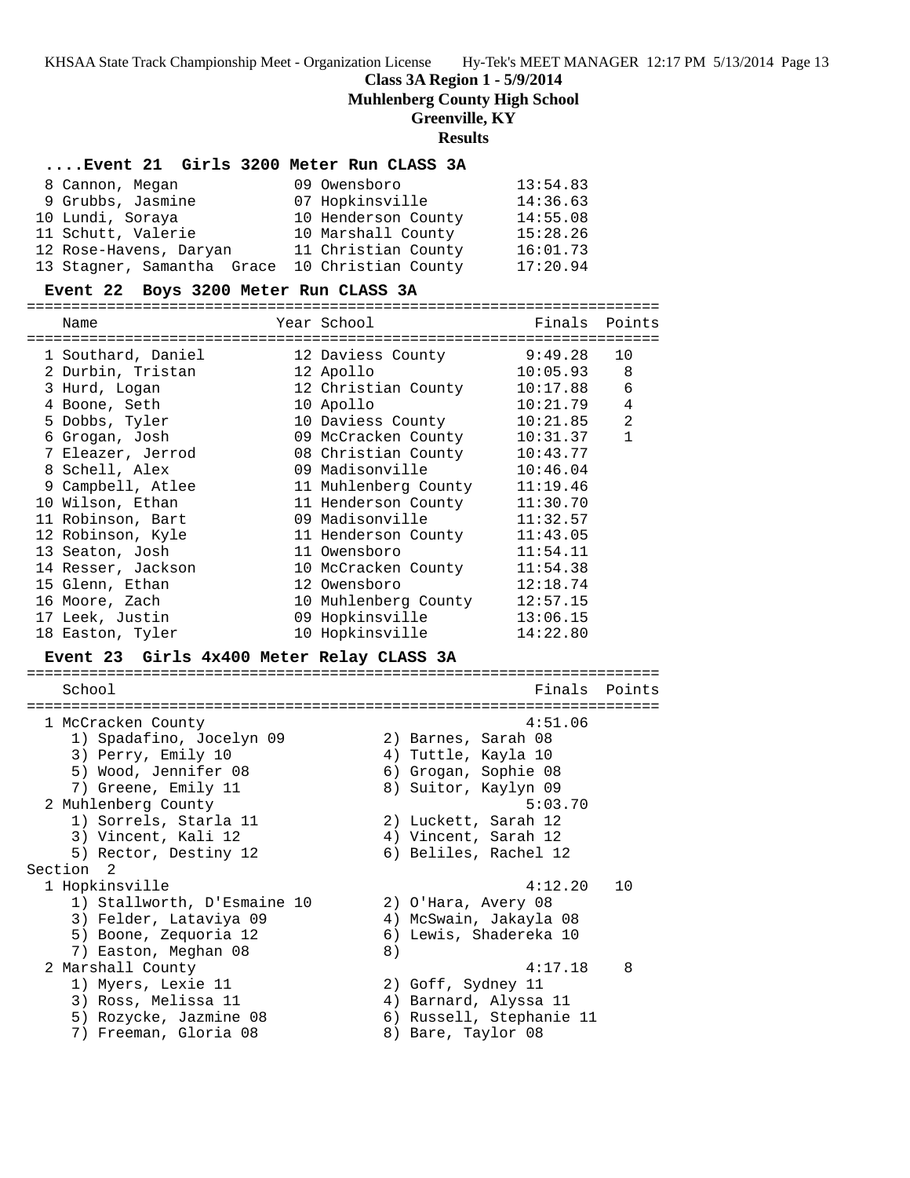**Class 3A Region 1 - 5/9/2014**
**Muhlenberg County High School**
**Greenville, KY**
**Results**

### ....Event 21 Girls 3200 Meter Run CLASS 3A

| Place | Name | Year | School | Finals |
|---|---|---|---|---|
| 8 | Cannon, Megan | 09 | Owensboro | 13:54.83 |
| 9 | Grubbs, Jasmine | 07 | Hopkinsville | 14:36.63 |
| 10 | Lundi, Soraya | 10 | Henderson County | 14:55.08 |
| 11 | Schutt, Valerie | 10 | Marshall County | 15:28.26 |
| 12 | Rose-Havens, Daryan | 11 | Christian County | 16:01.73 |
| 13 | Stagner, Samantha Grace | 10 | Christian County | 17:20.94 |

### Event 22 Boys 3200 Meter Run CLASS 3A

| Place | Name | Year | School | Finals | Points |
|---|---|---|---|---|---|
| 1 | Southard, Daniel | 12 | Daviess County | 9:49.28 | 10 |
| 2 | Durbin, Tristan | 12 | Apollo | 10:05.93 | 8 |
| 3 | Hurd, Logan | 12 | Christian County | 10:17.88 | 6 |
| 4 | Boone, Seth | 10 | Apollo | 10:21.79 | 4 |
| 5 | Dobbs, Tyler | 10 | Daviess County | 10:21.85 | 2 |
| 6 | Grogan, Josh | 09 | McCracken County | 10:31.37 | 1 |
| 7 | Eleazer, Jerrod | 08 | Christian County | 10:43.77 | |
| 8 | Schell, Alex | 09 | Madisonville | 10:46.04 | |
| 9 | Campbell, Atlee | 11 | Muhlenberg County | 11:19.46 | |
| 10 | Wilson, Ethan | 11 | Henderson County | 11:30.70 | |
| 11 | Robinson, Bart | 09 | Madisonville | 11:32.57 | |
| 12 | Robinson, Kyle | 11 | Henderson County | 11:43.05 | |
| 13 | Seaton, Josh | 11 | Owensboro | 11:54.11 | |
| 14 | Resser, Jackson | 10 | McCracken County | 11:54.38 | |
| 15 | Glenn, Ethan | 12 | Owensboro | 12:18.74 | |
| 16 | Moore, Zach | 10 | Muhlenberg County | 12:57.15 | |
| 17 | Leek, Justin | 09 | Hopkinsville | 13:06.15 | |
| 18 | Easton, Tyler | 10 | Hopkinsville | 14:22.80 | |

### Event 23 Girls 4x400 Meter Relay CLASS 3A

| Place | School | Finals | Points |
|---|---|---|---|
| 1 | McCracken County | 4:51.06 | |
| | 1) Spadafino, Jocelyn 09; 2) Barnes, Sarah 08; 3) Perry, Emily 10; 4) Tuttle, Kayla 10; 5) Wood, Jennifer 08; 6) Grogan, Sophie 08; 7) Greene, Emily 11; 8) Suitor, Kaylyn 09 | | |
| 2 | Muhlenberg County | 5:03.70 | |
| | 1) Sorrels, Starla 11; 2) Luckett, Sarah 12; 3) Vincent, Kali 12; 4) Vincent, Sarah 12; 5) Rector, Destiny 12; 6) Beliles, Rachel 12 | | |

Section 2

| Place | School | Finals | Points |
|---|---|---|---|
| 1 | Hopkinsville | 4:12.20 | 10 |
| | 1) Stallworth, D'Esmaine 10; 2) O'Hara, Avery 08; 3) Felder, Lataviya 09; 4) McSwain, Jakayla 08; 5) Boone, Zequoria 12; 6) Lewis, Shadereka 10; 7) Easton, Meghan 08; 8) | | |
| 2 | Marshall County | 4:17.18 | 8 |
| | 1) Myers, Lexie 11; 2) Goff, Sydney 11; 3) Ross, Melissa 11; 4) Barnard, Alyssa 11; 5) Rozycke, Jazmine 08; 6) Russell, Stephanie 11; 7) Freeman, Gloria 08; 8) Bare, Taylor 08 | | |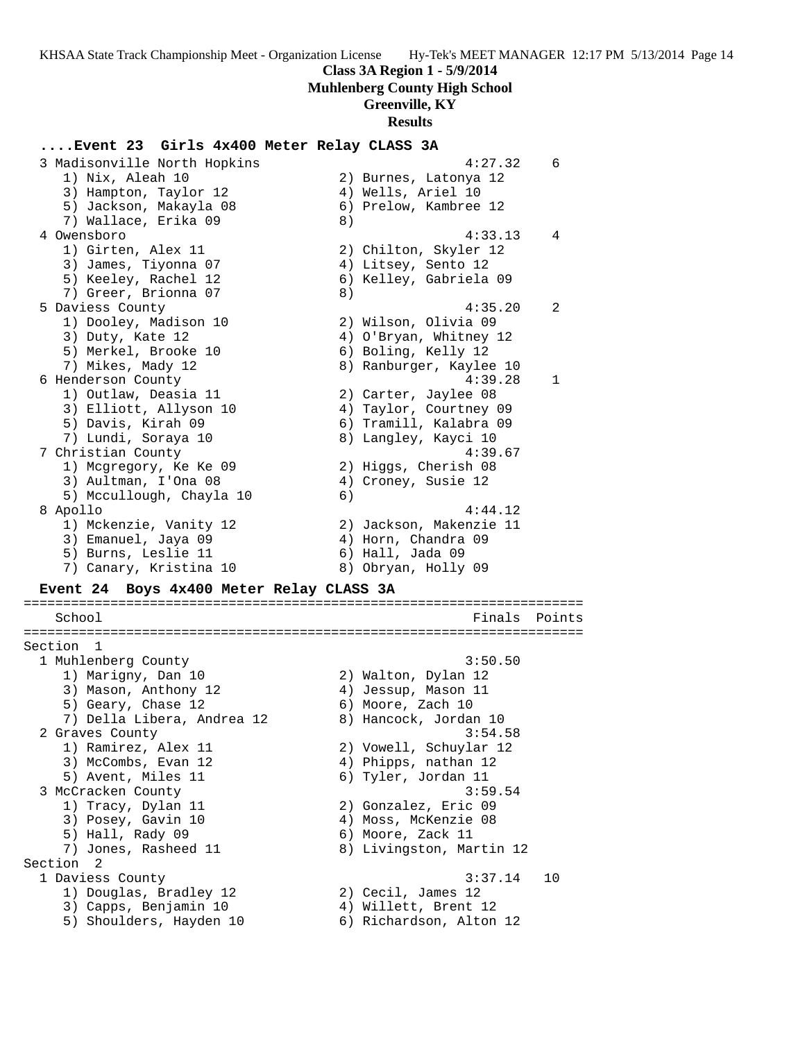**Class 3A Region 1 - 5/9/2014**
**Muhlenberg County High School**
**Greenville, KY**
**Results**

### ....Event 23 Girls 4x400 Meter Relay CLASS 3A

```
  3 Madisonville North Hopkins                         4:27.32    6
     1) Nix, Aleah 10                  2) Burnes, Latonya 12
     3) Hampton, Taylor 12             4) Wells, Ariel 10
     5) Jackson, Makayla 08            6) Prelow, Kambree 12
     7) Wallace, Erika 09              8)
  4 Owensboro                                          4:33.13    4
     1) Girten, Alex 11                2) Chilton, Skyler 12
     3) James, Tiyonna 07              4) Litsey, Sento 12
     5) Keeley, Rachel 12              6) Kelley, Gabriela 09
     7) Greer, Brionna 07              8)
  5 Daviess County                                     4:35.20    2
     1) Dooley, Madison 10             2) Wilson, Olivia 09
     3) Duty, Kate 12                  4) O'Bryan, Whitney 12
     5) Merkel, Brooke 10              6) Boling, Kelly 12
     7) Mikes, Mady 12                 8) Ranburger, Kaylee 10
  6 Henderson County                                   4:39.28    1
     1) Outlaw, Deasia 11              2) Carter, Jaylee 08
     3) Elliott, Allyson 10            4) Taylor, Courtney 09
     5) Davis, Kirah 09                6) Tramill, Kalabra 09
     7) Lundi, Soraya 10               8) Langley, Kayci 10
  7 Christian County                                   4:39.67
     1) Mcgregory, Ke Ke 09            2) Higgs, Cherish 08
     3) Aultman, I'Ona 08              4) Croney, Susie 12
     5) Mccullough, Chayla 10          6)
  8 Apollo                                             4:44.12
     1) Mckenzie, Vanity 12            2) Jackson, Makenzie 11
     3) Emanuel, Jaya 09               4) Horn, Chandra 09
     5) Burns, Leslie 11               6) Hall, Jada 09
     7) Canary, Kristina 10            8) Obryan, Holly 09
```

### Event 24 Boys 4x400 Meter Relay CLASS 3A

```
===================================================================
    School                                           Finals  Points
===================================================================
Section  1
  1 Muhlenberg County                                  3:50.50
     1) Marigny, Dan 10                2) Walton, Dylan 12
     3) Mason, Anthony 12              4) Jessup, Mason 11
     5) Geary, Chase 12                6) Moore, Zach 10
     7) Della Libera, Andrea 12        8) Hancock, Jordan 10
  2 Graves County                                      3:54.58
     1) Ramirez, Alex 11               2) Vowell, Schuylar 12
     3) McCombs, Evan 12               4) Phipps, nathan 12
     5) Avent, Miles 11                6) Tyler, Jordan 11
  3 McCracken County                                   3:59.54
     1) Tracy, Dylan 11                2) Gonzalez, Eric 09
     3) Posey, Gavin 10                4) Moss, McKenzie 08
     5) Hall, Rady 09                  6) Moore, Zack 11
     7) Jones, Rasheed 11              8) Livingston, Martin 12
Section  2
  1 Daviess County                                     3:37.14   10
     1) Douglas, Bradley 12            2) Cecil, James 12
     3) Capps, Benjamin 10             4) Willett, Brent 12
     5) Shoulders, Hayden 10           6) Richardson, Alton 12
```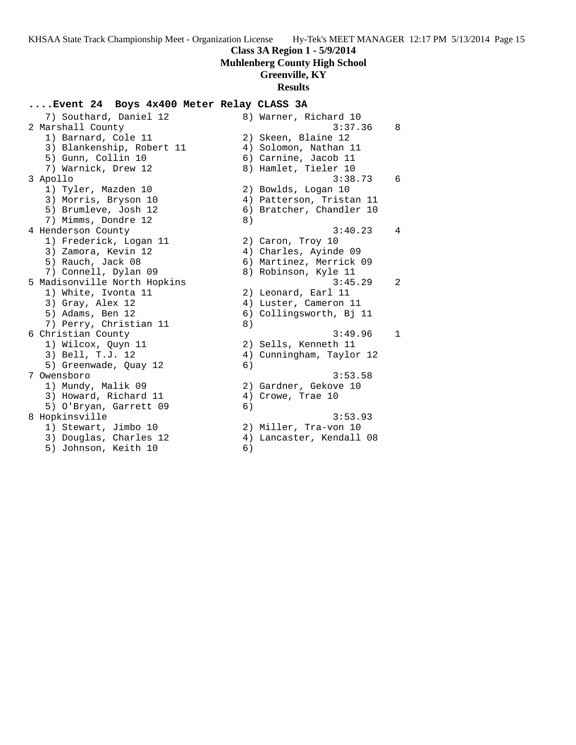**Class 3A Region 1 - 5/9/2014**

**Muhlenberg County High School**

**Greenville, KY**

**Results**

### ....Event 24 Boys 4x400 Meter Relay CLASS 3A

```
   7) Southard, Daniel 12            8) Warner, Richard 10
 2 Marshall County                            3:37.36    8
   1) Barnard, Cole 11               2) Skeen, Blaine 12
   3) Blankenship, Robert 11         4) Solomon, Nathan 11
   5) Gunn, Collin 10                6) Carnine, Jacob 11
   7) Warnick, Drew 12               8) Hamlet, Tieler 10
 3 Apollo                                     3:38.73    6
   1) Tyler, Mazden 10               2) Bowlds, Logan 10
   3) Morris, Bryson 10              4) Patterson, Tristan 11
   5) Brumleve, Josh 12              6) Bratcher, Chandler 10
   7) Mimms, Dondre 12               8)
 4 Henderson County                           3:40.23    4
   1) Frederick, Logan 11            2) Caron, Troy 10
   3) Zamora, Kevin 12               4) Charles, Ayinde 09
   5) Rauch, Jack 08                 6) Martinez, Merrick 09
   7) Connell, Dylan 09              8) Robinson, Kyle 11
 5 Madisonville North Hopkins                 3:45.29    2
   1) White, Ivonta 11               2) Leonard, Earl 11
   3) Gray, Alex 12                  4) Luster, Cameron 11
   5) Adams, Ben 12                  6) Collingsworth, Bj 11
   7) Perry, Christian 11            8)
 6 Christian County                           3:49.96    1
   1) Wilcox, Quyn 11                2) Sells, Kenneth 11
   3) Bell, T.J. 12                  4) Cunningham, Taylor 12
   5) Greenwade, Quay 12             6)
 7 Owensboro                                  3:53.58
   1) Mundy, Malik 09                2) Gardner, Gekove 10
   3) Howard, Richard 11             4) Crowe, Trae 10
   5) O'Bryan, Garrett 09            6)
 8 Hopkinsville                               3:53.93
   1) Stewart, Jimbo 10              2) Miller, Tra-von 10
   3) Douglas, Charles 12            4) Lancaster, Kendall 08
   5) Johnson, Keith 10              6)
```